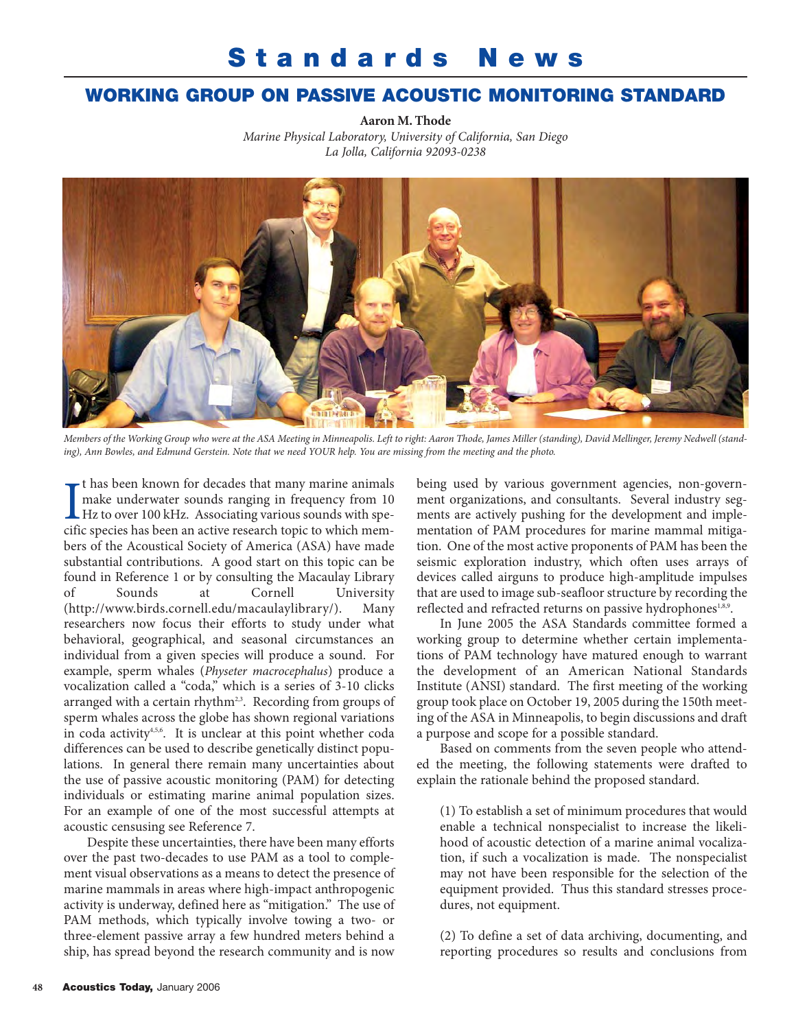# Standards News

## WORKING GROUP ON PASSIVE ACOUSTIC MONITORING STANDARD

**Aaron M. Thode**

*Marine Physical Laboratory, University of California, San Diego*
*La Jolla, California 92093-0238*

*Members of the Working Group who were at the ASA Meeting in Minneapolis. Left to right: Aaron Thode, James Miller (standing), David Mellinger, Jeremy Nedwell (standing), Ann Bowles, and Edmund Gerstein. Note that we need YOUR help. You are missing from the meeting and the photo.*

It has been known for decades that many marine animals make underwater sounds ranging in frequency from 10 Hz to over 100 kHz. Associating various sounds with specific species has been an active research topic to which members of the Acoustical Society of America (ASA) have made substantial contributions. A good start on this topic can be found in Reference 1 or by consulting the Macaulay Library of Sounds at Cornell University (http://www.birds.cornell.edu/macaulaylibrary/). Many researchers now focus their efforts to study under what behavioral, geographical, and seasonal circumstances an individual from a given species will produce a sound. For example, sperm whales (*Physeter macrocephalus*) produce a vocalization called a "coda," which is a series of 3-10 clicks arranged with a certain rhythm[2,3]. Recording from groups of sperm whales across the globe has shown regional variations in coda activity[4,5,6]. It is unclear at this point whether coda differences can be used to describe genetically distinct populations. In general there remain many uncertainties about the use of passive acoustic monitoring (PAM) for detecting individuals or estimating marine animal population sizes. For an example of one of the most successful attempts at acoustic censusing see Reference 7.

Despite these uncertainties, there have been many efforts over the past two-decades to use PAM as a tool to complement visual observations as a means to detect the presence of marine mammals in areas where high-impact anthropogenic activity is underway, defined here as "mitigation." The use of PAM methods, which typically involve towing a two- or three-element passive array a few hundred meters behind a ship, has spread beyond the research community and is now being used by various government agencies, non-government organizations, and consultants. Several industry segments are actively pushing for the development and implementation of PAM procedures for marine mammal mitigation. One of the most active proponents of PAM has been the seismic exploration industry, which often uses arrays of devices called airguns to produce high-amplitude impulses that are used to image sub-seafloor structure by recording the reflected and refracted returns on passive hydrophones[1,8,9].

In June 2005 the ASA Standards committee formed a working group to determine whether certain implementations of PAM technology have matured enough to warrant the development of an American National Standards Institute (ANSI) standard. The first meeting of the working group took place on October 19, 2005 during the 150th meeting of the ASA in Minneapolis, to begin discussions and draft a purpose and scope for a possible standard.

Based on comments from the seven people who attended the meeting, the following statements were drafted to explain the rationale behind the proposed standard.

(1) To establish a set of minimum procedures that would enable a technical nonspecialist to increase the likelihood of acoustic detection of a marine animal vocalization, if such a vocalization is made. The nonspecialist may not have been responsible for the selection of the equipment provided. Thus this standard stresses procedures, not equipment.

(2) To define a set of data archiving, documenting, and reporting procedures so results and conclusions from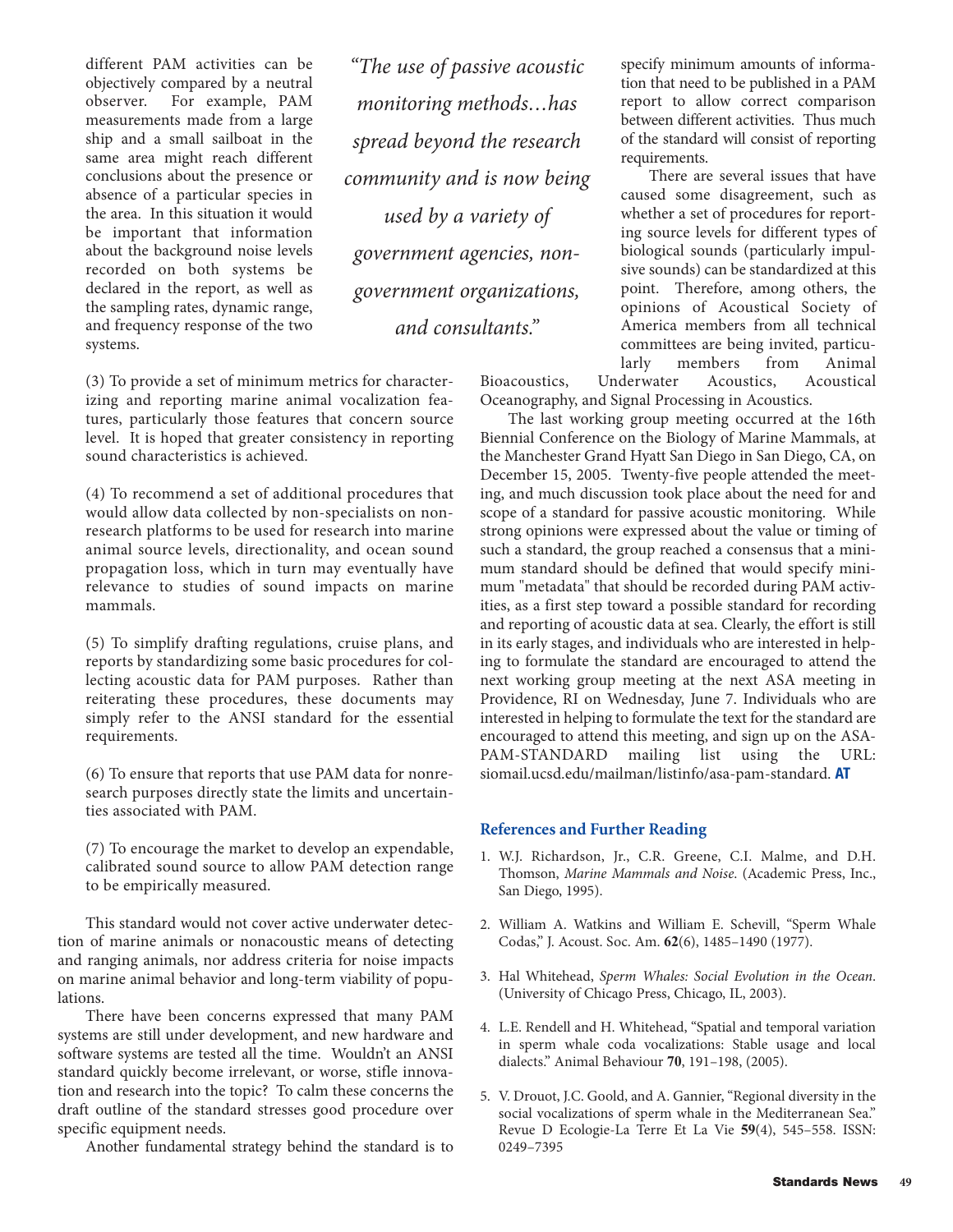different PAM activities can be objectively compared by a neutral observer. For example, PAM measurements made from a large ship and a small sailboat in the same area might reach different conclusions about the presence or absence of a particular species in the area. In this situation it would be important that information about the background noise levels recorded on both systems be declared in the report, as well as the sampling rates, dynamic range, and frequency response of the two systems.

*"The use of passive acoustic monitoring methods…has spread beyond the research community and is now being used by a variety of government agencies, non-government organizations, and consultants."*

(3) To provide a set of minimum metrics for characterizing and reporting marine animal vocalization features, particularly those features that concern source level. It is hoped that greater consistency in reporting sound characteristics is achieved.

(4) To recommend a set of additional procedures that would allow data collected by non-specialists on non-research platforms to be used for research into marine animal source levels, directionality, and ocean sound propagation loss, which in turn may eventually have relevance to studies of sound impacts on marine mammals.

(5) To simplify drafting regulations, cruise plans, and reports by standardizing some basic procedures for collecting acoustic data for PAM purposes. Rather than reiterating these procedures, these documents may simply refer to the ANSI standard for the essential requirements.

(6) To ensure that reports that use PAM data for nonresearch purposes directly state the limits and uncertainties associated with PAM.

(7) To encourage the market to develop an expendable, calibrated sound source to allow PAM detection range to be empirically measured.

This standard would not cover active underwater detection of marine animals or nonacoustic means of detecting and ranging animals, nor address criteria for noise impacts on marine animal behavior and long-term viability of populations.

There have been concerns expressed that many PAM systems are still under development, and new hardware and software systems are tested all the time. Wouldn't an ANSI standard quickly become irrelevant, or worse, stifle innovation and research into the topic? To calm these concerns the draft outline of the standard stresses good procedure over specific equipment needs.

Another fundamental strategy behind the standard is to specify minimum amounts of information that need to be published in a PAM report to allow correct comparison between different activities. Thus much of the standard will consist of reporting requirements.

There are several issues that have caused some disagreement, such as whether a set of procedures for reporting source levels for different types of biological sounds (particularly impulsive sounds) can be standardized at this point. Therefore, among others, the opinions of Acoustical Society of America members from all technical committees are being invited, particularly members from Animal Bioacoustics, Underwater Acoustics, Acoustical Oceanography, and Signal Processing in Acoustics.

The last working group meeting occurred at the 16th Biennial Conference on the Biology of Marine Mammals, at the Manchester Grand Hyatt San Diego in San Diego, CA, on December 15, 2005. Twenty-five people attended the meeting, and much discussion took place about the need for and scope of a standard for passive acoustic monitoring. While strong opinions were expressed about the value or timing of such a standard, the group reached a consensus that a minimum standard should be defined that would specify minimum "metadata" that should be recorded during PAM activities, as a first step toward a possible standard for recording and reporting of acoustic data at sea. Clearly, the effort is still in its early stages, and individuals who are interested in helping to formulate the standard are encouraged to attend the next working group meeting at the next ASA meeting in Providence, RI on Wednesday, June 7. Individuals who are interested in helping to formulate the text for the standard are encouraged to attend this meeting, and sign up on the ASA-PAM-STANDARD mailing list using the URL: siomail.ucsd.edu/mailman/listinfo/asa-pam-standard. **AT**

## References and Further Reading

1. W.J. Richardson, Jr., C.R. Greene, C.I. Malme, and D.H. Thomson, *Marine Mammals and Noise*. (Academic Press, Inc., San Diego, 1995).
2. William A. Watkins and William E. Schevill, "Sperm Whale Codas," J. Acoust. Soc. Am. **62**(6), 1485–1490 (1977).
3. Hal Whitehead, *Sperm Whales: Social Evolution in the Ocean*. (University of Chicago Press, Chicago, IL, 2003).
4. L.E. Rendell and H. Whitehead, "Spatial and temporal variation in sperm whale coda vocalizations: Stable usage and local dialects." Animal Behaviour **70**, 191–198, (2005).
5. V. Drouot, J.C. Goold, and A. Gannier, "Regional diversity in the social vocalizations of sperm whale in the Mediterranean Sea." Revue D Ecologie-La Terre Et La Vie **59**(4), 545–558. ISSN: 0249–7395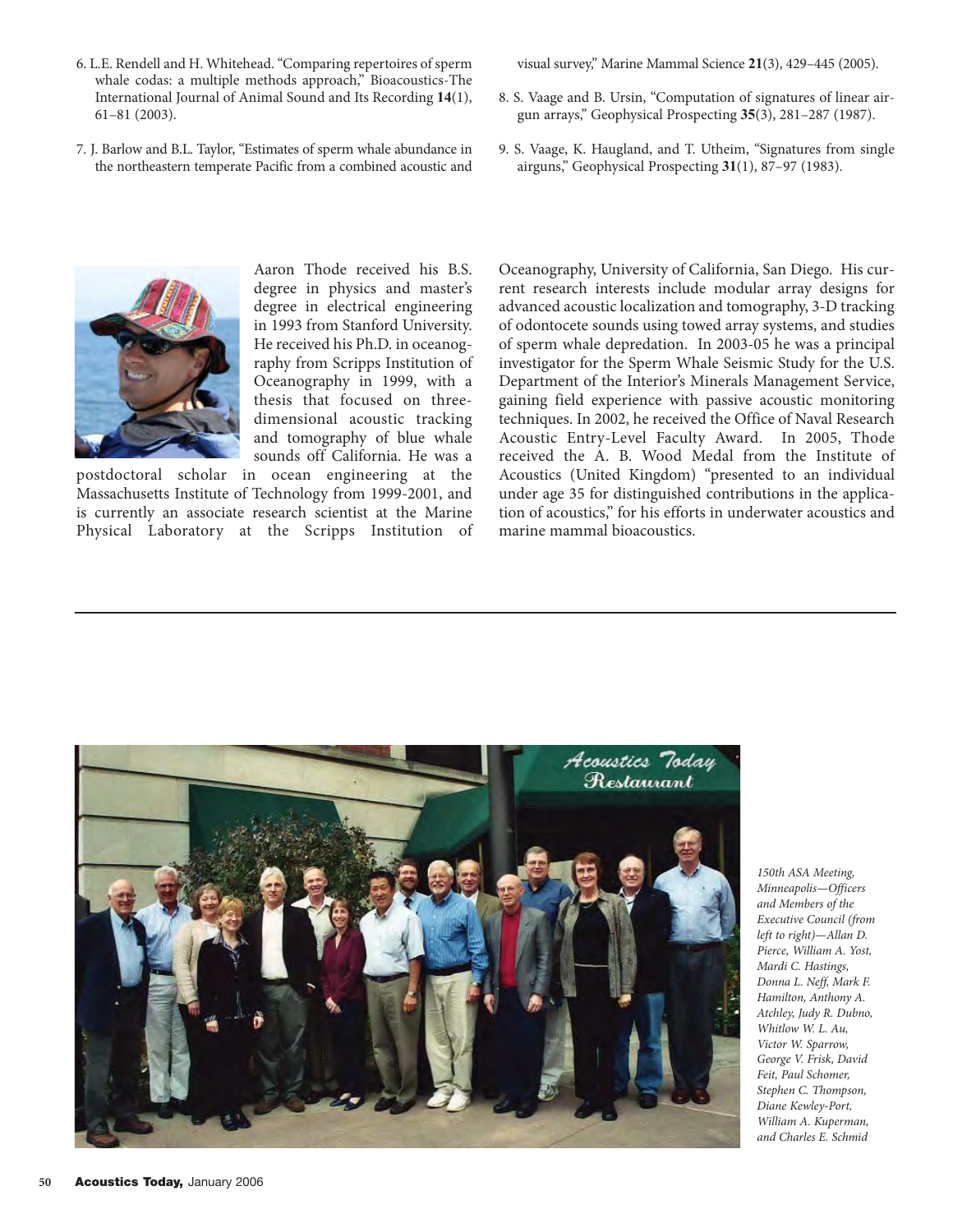6. L.E. Rendell and H. Whitehead. "Comparing repertoires of sperm whale codas: a multiple methods approach," Bioacoustics-The International Journal of Animal Sound and Its Recording **14**(1), 61–81 (2003).

7. J. Barlow and B.L. Taylor, "Estimates of sperm whale abundance in the northeastern temperate Pacific from a combined acoustic and visual survey," Marine Mammal Science **21**(3), 429–445 (2005).

8. S. Vaage and B. Ursin, "Computation of signatures of linear airgun arrays," Geophysical Prospecting **35**(3), 281–287 (1987).

9. S. Vaage, K. Haugland, and T. Utheim, "Signatures from single airguns," Geophysical Prospecting **31**(1), 87–97 (1983).

Aaron Thode received his B.S. degree in physics and master's degree in electrical engineering in 1993 from Stanford University. He received his Ph.D. in oceanography from Scripps Institution of Oceanography in 1999, with a thesis that focused on three-dimensional acoustic tracking and tomography of blue whale sounds off California. He was a postdoctoral scholar in ocean engineering at the Massachusetts Institute of Technology from 1999-2001, and is currently an associate research scientist at the Marine Physical Laboratory at the Scripps Institution of Oceanography, University of California, San Diego. His current research interests include modular array designs for advanced acoustic localization and tomography, 3-D tracking of odontocete sounds using towed array systems, and studies of sperm whale depredation. In 2003-05 he was a principal investigator for the Sperm Whale Seismic Study for the U.S. Department of the Interior's Minerals Management Service, gaining field experience with passive acoustic monitoring techniques. In 2002, he received the Office of Naval Research Acoustic Entry-Level Faculty Award. In 2005, Thode received the A. B. Wood Medal from the Institute of Acoustics (United Kingdom) "presented to an individual under age 35 for distinguished contributions in the application of acoustics," for his efforts in underwater acoustics and marine mammal bioacoustics.

*150th ASA Meeting, Minneapolis—Officers and Members of the Executive Council (from left to right)—Allan D. Pierce, William A. Yost, Mardi C. Hastings, Donna L. Neff, Mark F. Hamilton, Anthony A. Atchley, Judy R. Dubno, Whitlow W. L. Au, Victor W. Sparrow, George V. Frisk, David Feit, Paul Schomer, Stephen C. Thompson, Diane Kewley-Port, William A. Kuperman, and Charles E. Schmid*